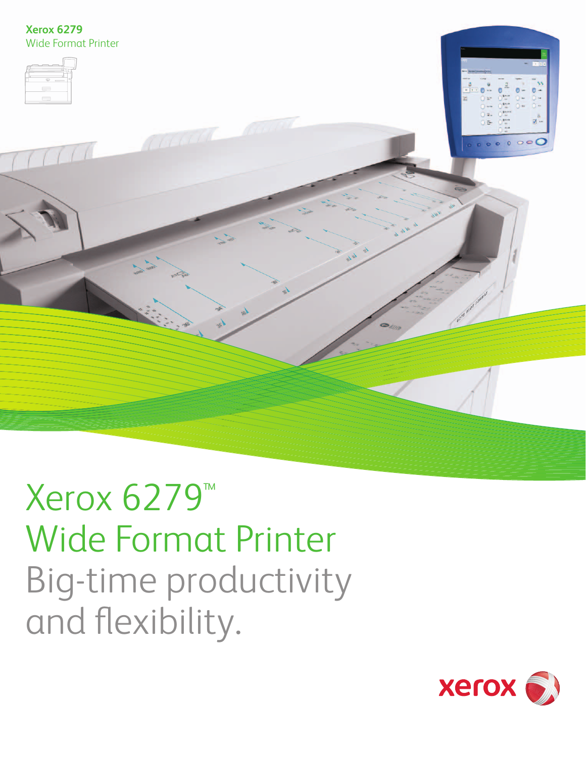**Xerox 6279**
Wide Format Printer

# Xerox 6279™ Wide Format Printer

## Big-time productivity and flexibility.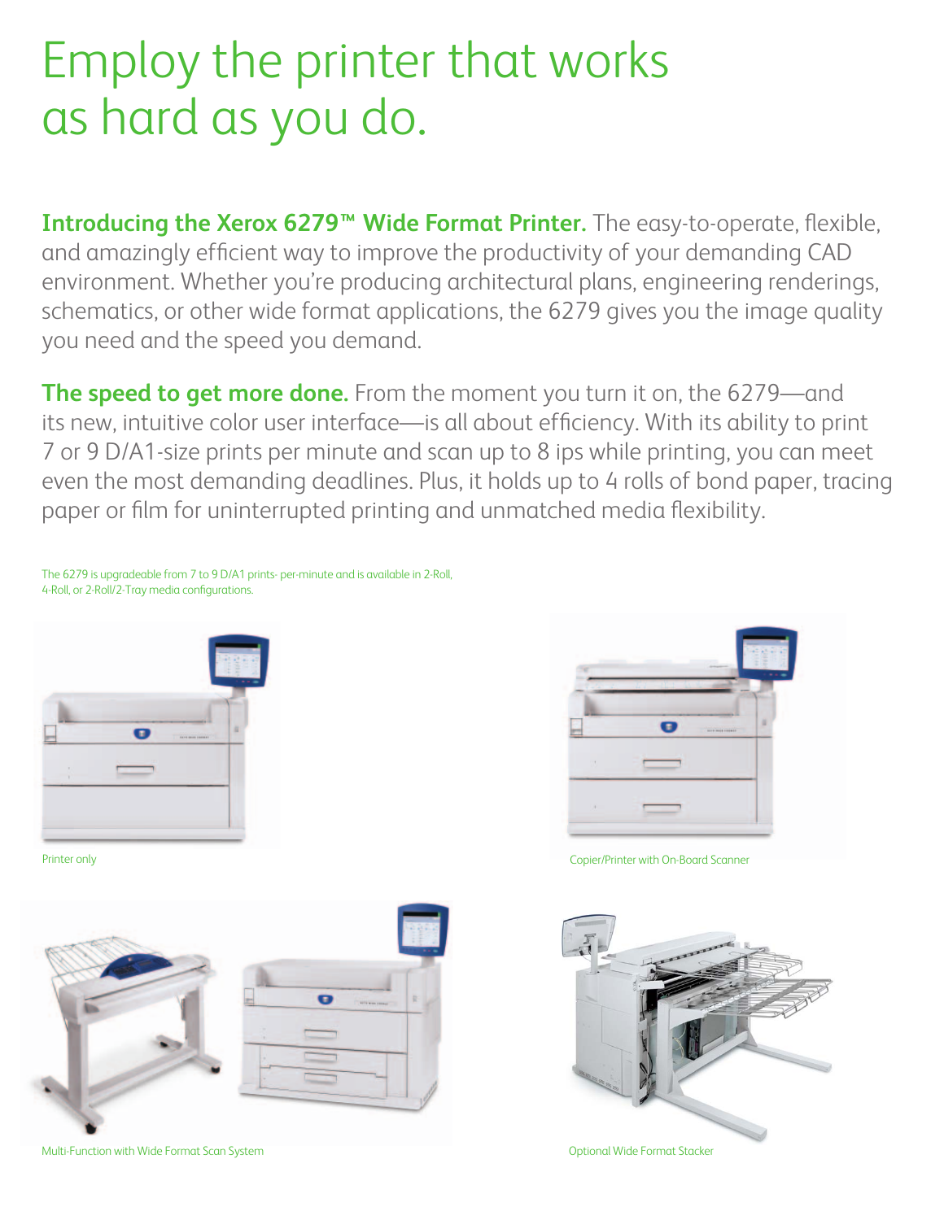# Employ the printer that works as hard as you do.

**Introducing the Xerox 6279™ Wide Format Printer.** The easy-to-operate, flexible, and amazingly efficient way to improve the productivity of your demanding CAD environment. Whether you're producing architectural plans, engineering renderings, schematics, or other wide format applications, the 6279 gives you the image quality you need and the speed you demand.

**The speed to get more done.** From the moment you turn it on, the 6279—and its new, intuitive color user interface—is all about efficiency. With its ability to print 7 or 9 D/A1-size prints per minute and scan up to 8 ips while printing, you can meet even the most demanding deadlines. Plus, it holds up to 4 rolls of bond paper, tracing paper or film for uninterrupted printing and unmatched media flexibility.

The 6279 is upgradeable from 7 to 9 D/A1 prints- per-minute and is available in 2-Roll, 4-Roll, or 2-Roll/2-Tray media configurations.

Printer only

Copier/Printer with On-Board Scanner

Multi-Function with Wide Format Scan System

Optional Wide Format Stacker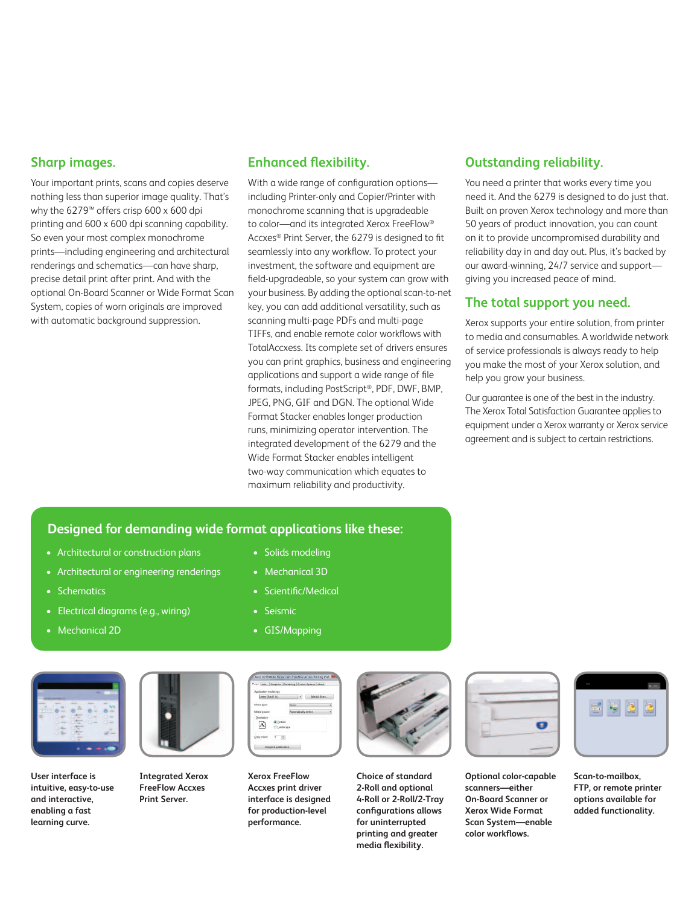## Sharp images.

Your important prints, scans and copies deserve nothing less than superior image quality. That's why the 6279™ offers crisp 600 x 600 dpi printing and 600 x 600 dpi scanning capability. So even your most complex monochrome prints—including engineering and architectural renderings and schematics—can have sharp, precise detail print after print. And with the optional On-Board Scanner or Wide Format Scan System, copies of worn originals are improved with automatic background suppression.

## Enhanced flexibility.

With a wide range of configuration options—including Printer-only and Copier/Printer with monochrome scanning that is upgradeable to color—and its integrated Xerox FreeFlow® Accxes® Print Server, the 6279 is designed to fit seamlessly into any workflow. To protect your investment, the software and equipment are field-upgradeable, so your system can grow with your business. By adding the optional scan-to-net key, you can add additional versatility, such as scanning multi-page PDFs and multi-page TIFFs, and enable remote color workflows with TotalAccxess. Its complete set of drivers ensures you can print graphics, business and engineering applications and support a wide range of file formats, including PostScript®, PDF, DWF, BMP, JPEG, PNG, GIF and DGN. The optional Wide Format Stacker enables longer production runs, minimizing operator intervention. The integrated development of the 6279 and the Wide Format Stacker enables intelligent two-way communication which equates to maximum reliability and productivity.

## Outstanding reliability.

You need a printer that works every time you need it. And the 6279 is designed to do just that. Built on proven Xerox technology and more than 50 years of product innovation, you can count on it to provide uncompromised durability and reliability day in and day out. Plus, it's backed by our award-winning, 24/7 service and support—giving you increased peace of mind.

## The total support you need.

Xerox supports your entire solution, from printer to media and consumables. A worldwide network of service professionals is always ready to help you make the most of your Xerox solution, and help you grow your business.

Our guarantee is one of the best in the industry. The Xerox Total Satisfaction Guarantee applies to equipment under a Xerox warranty or Xerox service agreement and is subject to certain restrictions.

### Designed for demanding wide format applications like these:

- Architectural or construction plans
- Architectural or engineering renderings
- Schematics
- Electrical diagrams (e.g., wiring)
- Mechanical 2D
- Solids modeling
- Mechanical 3D
- Scientific/Medical
- Seismic
- GIS/Mapping

**User interface is intuitive, easy-to-use and interactive, enabling a fast learning curve.**

**Integrated Xerox FreeFlow Accxes Print Server.**

**Xerox FreeFlow Accxes print driver interface is designed for production-level performance.**

**Choice of standard 2-Roll and optional 4-Roll or 2-Roll/2-Tray configurations allows for uninterrupted printing and greater media flexibility.**

**Optional color-capable scanners—either On-Board Scanner or Xerox Wide Format Scan System—enable color workflows.**

**Scan-to-mailbox, FTP, or remote printer options available for added functionality.**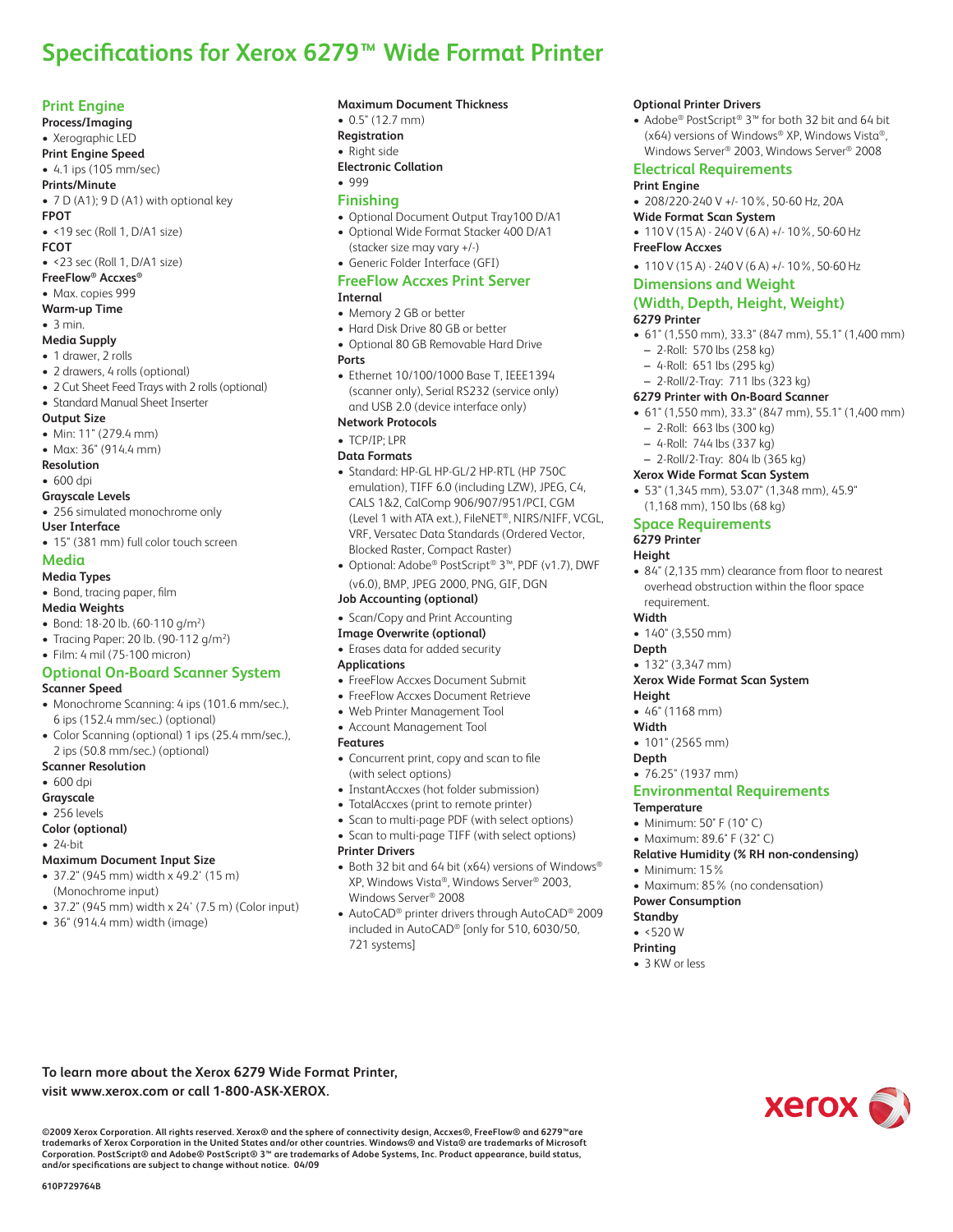# Specifications for Xerox 6279™ Wide Format Printer

## Print Engine

**Process/Imaging**
- Xerographic LED

**Print Engine Speed**
- 4.1 ips (105 mm/sec)

**Prints/Minute**
- 7 D (A1); 9 D (A1) with optional key

**FPOT**
- <19 sec (Roll 1, D/A1 size)

**FCOT**
- <23 sec (Roll 1, D/A1 size)

**FreeFlow® Accxes®**
- Max. copies 999

**Warm-up Time**
- 3 min.

**Media Supply**
- 1 drawer, 2 rolls
- 2 drawers, 4 rolls (optional)
- 2 Cut Sheet Feed Trays with 2 rolls (optional)
- Standard Manual Sheet Inserter

**Output Size**
- Min: 11" (279.4 mm)
- Max: 36" (914.4 mm)

**Resolution**
- 600 dpi

**Grayscale Levels**
- 256 simulated monochrome only

**User Interface**
- 15" (381 mm) full color touch screen

## Media

**Media Types**
- Bond, tracing paper, film

**Media Weights**
- Bond: 18-20 lb. (60-110 g/m$^2$)
- Tracing Paper: 20 lb. (90-112 g/m$^2$)
- Film: 4 mil (75-100 micron)

## Optional On-Board Scanner System

**Scanner Speed**
- Monochrome Scanning: 4 ips (101.6 mm/sec.), 6 ips (152.4 mm/sec.) (optional)
- Color Scanning (optional) 1 ips (25.4 mm/sec.), 2 ips (50.8 mm/sec.) (optional)

**Scanner Resolution**
- 600 dpi

**Grayscale**
- 256 levels

**Color (optional)**
- 24-bit

**Maximum Document Input Size**
- 37.2" (945 mm) width x 49.2' (15 m) (Monochrome input)
- 37.2" (945 mm) width x 24' (7.5 m) (Color input)
- 36" (914.4 mm) width (image)

**Maximum Document Thickness**
- 0.5" (12.7 mm)

**Registration**
- Right side

**Electronic Collation**
- 999

## Finishing

- Optional Document Output Tray100 D/A1
- Optional Wide Format Stacker 400 D/A1 (stacker size may vary +/-)
- Generic Folder Interface (GFI)

## FreeFlow Accxes Print Server

**Internal**
- Memory 2 GB or better
- Hard Disk Drive 80 GB or better
- Optional 80 GB Removable Hard Drive

**Ports**
- Ethernet 10/100/1000 Base T, IEEE1394 (scanner only), Serial RS232 (service only) and USB 2.0 (device interface only)

**Network Protocols**
- TCP/IP; LPR

**Data Formats**
- Standard: HP-GL HP-GL/2 HP-RTL (HP 750C emulation), TIFF 6.0 (including LZW), JPEG, C4, CALS 1&2, CalComp 906/907/951/PCI, CGM (Level 1 with ATA ext.), FileNET®, NIRS/NIFF, VCGL, VRF, Versatec Data Standards (Ordered Vector, Blocked Raster, Compact Raster)
- Optional: Adobe® PostScript® 3™, PDF (v1.7), DWF (v6.0), BMP, JPEG 2000, PNG, GIF, DGN

**Job Accounting (optional)**
- Scan/Copy and Print Accounting

**Image Overwrite (optional)**
- Erases data for added security

**Applications**
- FreeFlow Accxes Document Submit
- FreeFlow Accxes Document Retrieve
- Web Printer Management Tool
- Account Management Tool

**Features**
- Concurrent print, copy and scan to file (with select options)
- InstantAccxes (hot folder submission)
- TotalAccxes (print to remote printer)
- Scan to multi-page PDF (with select options)
- Scan to multi-page TIFF (with select options)

**Printer Drivers**
- Both 32 bit and 64 bit (x64) versions of Windows® XP, Windows Vista®, Windows Server® 2003, Windows Server® 2008
- AutoCAD® printer drivers through AutoCAD® 2009 included in AutoCAD® [only for 510, 6030/50, 721 systems]

**Optional Printer Drivers**
- Adobe® PostScript® 3™ for both 32 bit and 64 bit (x64) versions of Windows® XP, Windows Vista®, Windows Server® 2003, Windows Server® 2008

## Electrical Requirements

**Print Engine**
- 208/220-240 V +/- 10%, 50-60 Hz, 20A

**Wide Format Scan System**
- 110 V (15 A) - 240 V (6 A) +/- 10%, 50-60 Hz

**FreeFlow Accxes**
- 110 V (15 A) - 240 V (6 A) +/- 10%, 50-60 Hz

## Dimensions and Weight (Width, Depth, Height, Weight)

**6279 Printer**
- 61" (1,550 mm), 33.3" (847 mm), 55.1" (1,400 mm)
  - 2-Roll: 570 lbs (258 kg)
  - 4-Roll: 651 lbs (295 kg)
  - 2-Roll/2-Tray: 711 lbs (323 kg)

**6279 Printer with On-Board Scanner**
- 61" (1,550 mm), 33.3" (847 mm), 55.1" (1,400 mm)
  - 2-Roll: 663 lbs (300 kg)
  - 4-Roll: 744 lbs (337 kg)
  - 2-Roll/2-Tray: 804 lb (365 kg)

**Xerox Wide Format Scan System**
- 53" (1,345 mm), 53.07" (1,348 mm), 45.9" (1,168 mm), 150 lbs (68 kg)

## Space Requirements

**6279 Printer**

**Height**
- 84" (2,135 mm) clearance from floor to nearest overhead obstruction within the floor space requirement.

**Width**
- 140" (3,550 mm)

**Depth**
- 132" (3,347 mm)

**Xerox Wide Format Scan System**

**Height**
- 46" (1168 mm)

**Width**
- 101" (2565 mm)

**Depth**
- 76.25" (1937 mm)

## Environmental Requirements

**Temperature**
- Minimum: 50° F (10° C)
- Maximum: 89.6° F (32° C)

**Relative Humidity (% RH non-condensing)**
- Minimum: 15%
- Maximum: 85% (no condensation)

**Power Consumption**

**Standby**
- <520 W

**Printing**
- 3 KW or less

**To learn more about the Xerox 6279 Wide Format Printer, visit www.xerox.com or call 1-800-ASK-XEROX.**

xerox

©2009 Xerox Corporation. All rights reserved. Xerox® and the sphere of connectivity design, Accxes®, FreeFlow® and 6279™are trademarks of Xerox Corporation in the United States and/or other countries. Windows® and Vista® are trademarks of Microsoft Corporation. PostScript® and Adobe® PostScript® 3™ are trademarks of Adobe Systems, Inc. Product appearance, build status, and/or specifications are subject to change without notice. 04/09

610P729764B